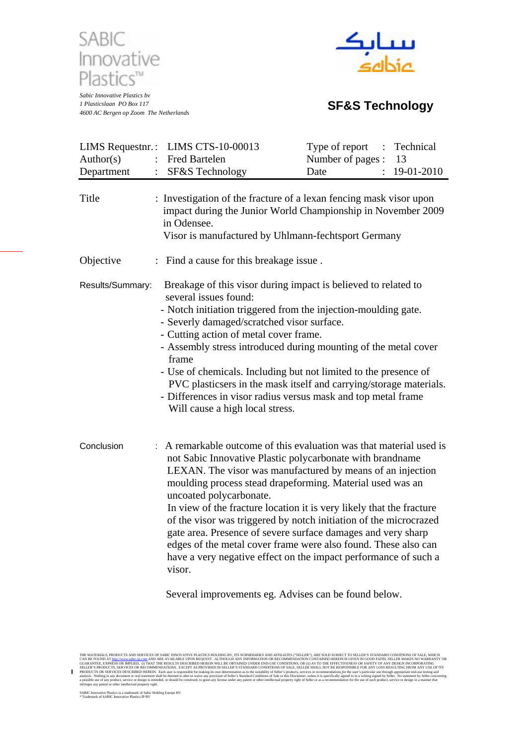SABIC Innovative Plastics™

*Sabic Innovative Plastics bv*
*1 Plasticslaan PO Box 117*
*4600 AC Bergen op Zoom The Netherlands*

سابك
sabic

**SF&S Technology**

| | | | |
|---|---|---|---|
| LIMS Requestnr.: | LIMS CTS-10-00013 | Type of report : | Technical |
| Author(s) : | Fred Bartelen | Number of pages : | 13 |
| Department : | SF&S Technology | Date : | 19-01-2010 |

**Title** : Investigation of the fracture of a lexan fencing mask visor upon impact during the Junior World Championship in November 2009 in Odensee.
Visor is manufactured by Uhlmann-fechtsport Germany

**Objective** : Find a cause for this breakage issue .

**Results/Summary:** Breakage of this visor during impact is believed to related to several issues found:

- Notch initiation triggered from the injection-moulding gate.
- Severly damaged/scratched visor surface.
- Cutting action of metal cover frame.
- Assembly stress introduced during mounting of the metal cover frame
- Use of chemicals. Including but not limited to the presence of PVC plasticsers in the mask itself and carrying/storage materials.
- Differences in visor radius versus mask and top metal frame Will cause a high local stress.

**Conclusion** : A remarkable outcome of this evaluation was that material used is not Sabic Innovative Plastic polycarbonate with brandname LEXAN. The visor was manufactured by means of an injection moulding process stead drapeforming. Material used was an uncoated polycarbonate.
In view of the fracture location it is very likely that the fracture of the visor was triggered by notch initiation of the microcrazed gate area. Presence of severe surface damages and very sharp edges of the metal cover frame were also found. These also can have a very negative effect on the impact performance of such a visor.

Several improvements eg. Advises can be found below.

THE MATERIALS, PRODUCTS AND SERVICES OF SABIC INNOVATIVE PLASTICS HOLDING BV, ITS SUBSIDIARIES AND AFFILIATES ("SELLER"), ARE SOLD SUBJECT TO SELLER'S STANDARD CONDITIONS OF SALE, WHICH CAN BE FOUND AT http://www.sabic-ip.com AND ARE AVAILABLE UPON REQUEST. ALTHOUGH ANY INFORMATION OR RECOMMENDATION CONTAINED HEREIN IS GIVEN IN GOOD FAITH, SELLER MAKES NO WARRANTY OR GUARANTEE, EXPRESS OR IMPLIED, (i) THAT THE RESULTS DESCRIBED HEREIN WILL BE OBTAINED UNDER END-USE CONDITIONS, OR (ii) AS TO THE EFFECTIVENESS OR SAFETY OF ANY DESIGN INCORPORATING SELLER'S PRODUCTS, SERVICES OR RECOMMENDATIONS. EXCEPT AS PROVIDED IN SELLER'S STANDARD CONDITIONS OF SALE, SELLER SHALL NOT BE RESPONSIBLE FOR ANY LOSS RESULTING FROM ANY USE OF ITS PRODUCTS OR SERVICES DESCRIBED HEREIN. Each user is responsible for making its own determination as to the suitability of Seller's products, services or recommendations for the user's particular use through appropriate end-use testing and analysis. Nothing in any document or oral statement shall be deemed to alter or waive any provision of Seller's Standard Conditions of Sale or this Disclaimer, unless it is specifically agreed to in a writing signed by Seller. No statement by Seller concerning a possible use of any product, service or design is intended, or should be construed, to grant any license under any patent or other intellectual property right of Seller or as a recommendation for the use of such product, service or design in a manner that infringes any patent or other intellectual property right.

SABIC Innovative Plastics is a trademark of Sabic Holding Europe BV
* Trademark of SABIC Innovative Plastics IP BV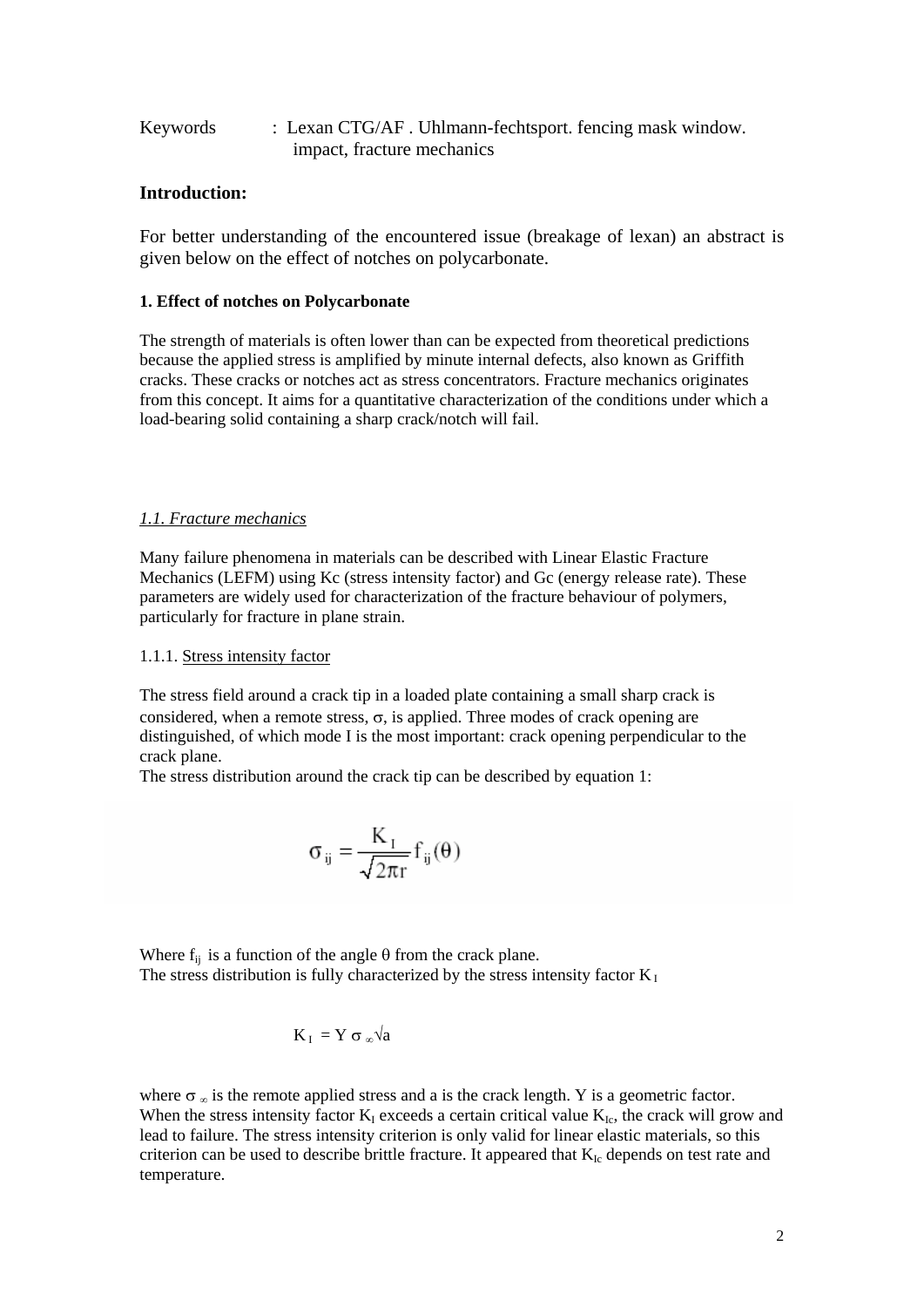Keywords : Lexan CTG/AF . Uhlmann-fechtsport. fencing mask window. impact, fracture mechanics

## Introduction:

For better understanding of the encountered issue (breakage of lexan) an abstract is given below on the effect of notches on polycarbonate.

### 1. Effect of notches on Polycarbonate

The strength of materials is often lower than can be expected from theoretical predictions because the applied stress is amplified by minute internal defects, also known as Griffith cracks. These cracks or notches act as stress concentrators. Fracture mechanics originates from this concept. It aims for a quantitative characterization of the conditions under which a load-bearing solid containing a sharp crack/notch will fail.

#### *1.1. Fracture mechanics*

Many failure phenomena in materials can be described with Linear Elastic Fracture Mechanics (LEFM) using Kc (stress intensity factor) and Gc (energy release rate). These parameters are widely used for characterization of the fracture behaviour of polymers, particularly for fracture in plane strain.

1.1.1. Stress intensity factor

The stress field around a crack tip in a loaded plate containing a small sharp crack is considered, when a remote stress, $\sigma$, is applied. Three modes of crack opening are distinguished, of which mode I is the most important: crack opening perpendicular to the crack plane.
The stress distribution around the crack tip can be described by equation 1:

$$\sigma_{ij} = \frac{K_I}{\sqrt{2\pi r}} f_{ij}(\theta)$$

Where $f_{ij}$ is a function of the angle $\theta$ from the crack plane.
The stress distribution is fully characterized by the stress intensity factor $K_I$

$$K_I = Y \sigma_{\infty} \sqrt{a}$$

where $\sigma_{\infty}$ is the remote applied stress and a is the crack length. Y is a geometric factor. When the stress intensity factor $K_I$ exceeds a certain critical value $K_{Ic}$, the crack will grow and lead to failure. The stress intensity criterion is only valid for linear elastic materials, so this criterion can be used to describe brittle fracture. It appeared that $K_{Ic}$ depends on test rate and temperature.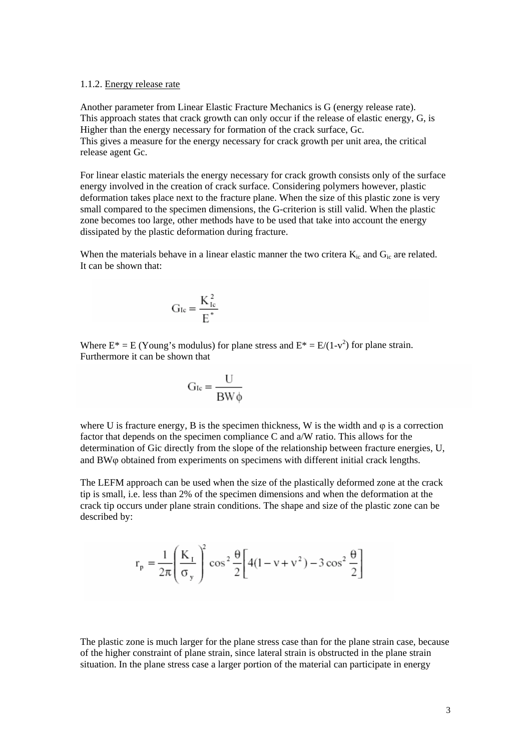1.1.2. Energy release rate

Another parameter from Linear Elastic Fracture Mechanics is G (energy release rate).
This approach states that crack growth can only occur if the release of elastic energy, G, is Higher than the energy necessary for formation of the crack surface, Gc.
This gives a measure for the energy necessary for crack growth per unit area, the critical release agent Gc.

For linear elastic materials the energy necessary for crack growth consists only of the surface energy involved in the creation of crack surface. Considering polymers however, plastic deformation takes place next to the fracture plane. When the size of this plastic zone is very small compared to the specimen dimensions, the G-criterion is still valid. When the plastic zone becomes too large, other methods have to be used that take into account the energy dissipated by the plastic deformation during fracture.

When the materials behave in a linear elastic manner the two critera $K_{ic}$ and $G_{ic}$ are related. It can be shown that:

$$G_{Ic} = \frac{K_{Ic}^2}{E^*}$$

Where $E^* = E$ (Young's modulus) for plane stress and $E^* = E/(1-v^2)$ for plane strain.
Furthermore it can be shown that

$$G_{Ic} = \frac{U}{BW\phi}$$

where U is fracture energy, B is the specimen thickness, W is the width and $\varphi$ is a correction factor that depends on the specimen compliance C and a/W ratio. This allows for the determination of Gic directly from the slope of the relationship between fracture energies, U, and $BW\varphi$ obtained from experiments on specimens with different initial crack lengths.

The LEFM approach can be used when the size of the plastically deformed zone at the crack tip is small, i.e. less than 2% of the specimen dimensions and when the deformation at the crack tip occurs under plane strain conditions. The shape and size of the plastic zone can be described by:

$$r_p = \frac{1}{2\pi}\left(\frac{K_I}{\sigma_y}\right)^2 \cos^2\frac{\theta}{2}\left[4(1-v+v^2) - 3\cos^2\frac{\theta}{2}\right]$$

The plastic zone is much larger for the plane stress case than for the plane strain case, because of the higher constraint of plane strain, since lateral strain is obstructed in the plane strain situation. In the plane stress case a larger portion of the material can participate in energy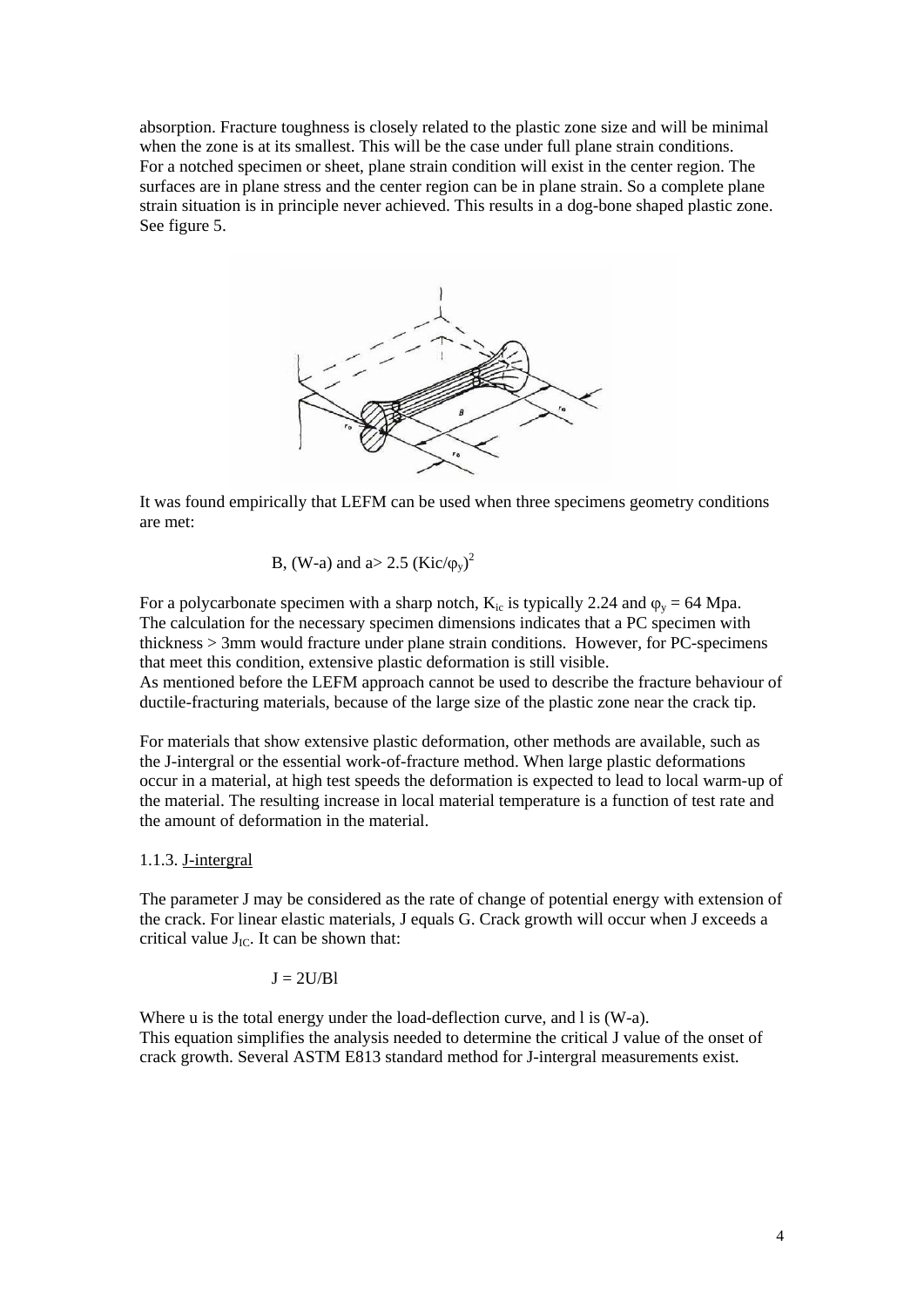absorption. Fracture toughness is closely related to the plastic zone size and will be minimal when the zone is at its smallest. This will be the case under full plane strain conditions. For a notched specimen or sheet, plane strain condition will exist in the center region. The surfaces are in plane stress and the center region can be in plane strain. So a complete plane strain situation is in principle never achieved. This results in a dog-bone shaped plastic zone. See figure 5.

It was found empirically that LEFM can be used when three specimens geometry conditions are met:

$$B, (W-a) \text{ and } a > 2.5\,(K_{ic}/\varphi_y)^2$$

For a polycarbonate specimen with a sharp notch, $K_{ic}$ is typically 2.24 and $\varphi_y$ = 64 Mpa. The calculation for the necessary specimen dimensions indicates that a PC specimen with thickness > 3mm would fracture under plane strain conditions. However, for PC-specimens that meet this condition, extensive plastic deformation is still visible.
As mentioned before the LEFM approach cannot be used to describe the fracture behaviour of ductile-fracturing materials, because of the large size of the plastic zone near the crack tip.

For materials that show extensive plastic deformation, other methods are available, such as the J-intergral or the essential work-of-fracture method. When large plastic deformations occur in a material, at high test speeds the deformation is expected to lead to local warm-up of the material. The resulting increase in local material temperature is a function of test rate and the amount of deformation in the material.

### 1.1.3. J-intergral

The parameter J may be considered as the rate of change of potential energy with extension of the crack. For linear elastic materials, J equals G. Crack growth will occur when J exceeds a critical value $J_{IC}$. It can be shown that:

$$J = 2U/Bl$$

Where u is the total energy under the load-deflection curve, and l is (W-a).
This equation simplifies the analysis needed to determine the critical J value of the onset of crack growth. Several ASTM E813 standard method for J-intergral measurements exist.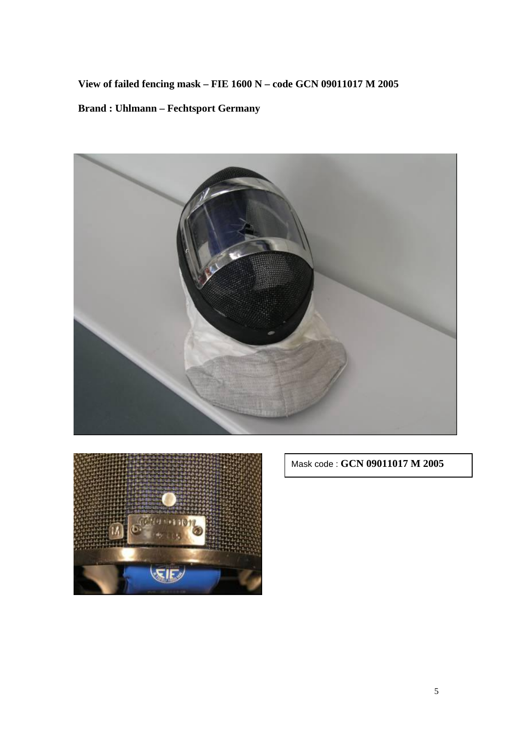**View of failed fencing mask – FIE 1600 N – code GCN 09011017 M 2005**

**Brand : Uhlmann – Fechtsport Germany**

Mask code : **GCN 09011017 M 2005**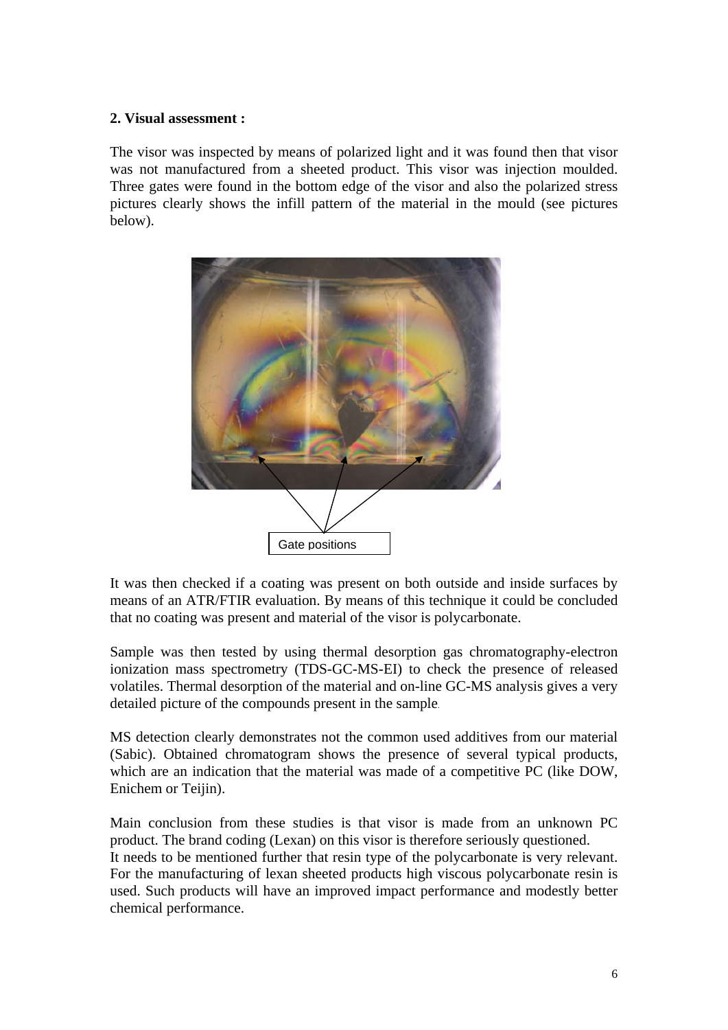**2. Visual assessment :**

The visor was inspected by means of polarized light and it was found then that visor was not manufactured from a sheeted product. This visor was injection moulded. Three gates were found in the bottom edge of the visor and also the polarized stress pictures clearly shows the infill pattern of the material in the mould (see pictures below).

Gate positions

It was then checked if a coating was present on both outside and inside surfaces by means of an ATR/FTIR evaluation. By means of this technique it could be concluded that no coating was present and material of the visor is polycarbonate.

Sample was then tested by using thermal desorption gas chromatography-electron ionization mass spectrometry (TDS-GC-MS-EI) to check the presence of released volatiles. Thermal desorption of the material and on-line GC-MS analysis gives a very detailed picture of the compounds present in the sample.

MS detection clearly demonstrates not the common used additives from our material (Sabic). Obtained chromatogram shows the presence of several typical products, which are an indication that the material was made of a competitive PC (like DOW, Enichem or Teijin).

Main conclusion from these studies is that visor is made from an unknown PC product. The brand coding (Lexan) on this visor is therefore seriously questioned.
It needs to be mentioned further that resin type of the polycarbonate is very relevant. For the manufacturing of lexan sheeted products high viscous polycarbonate resin is used. Such products will have an improved impact performance and modestly better chemical performance.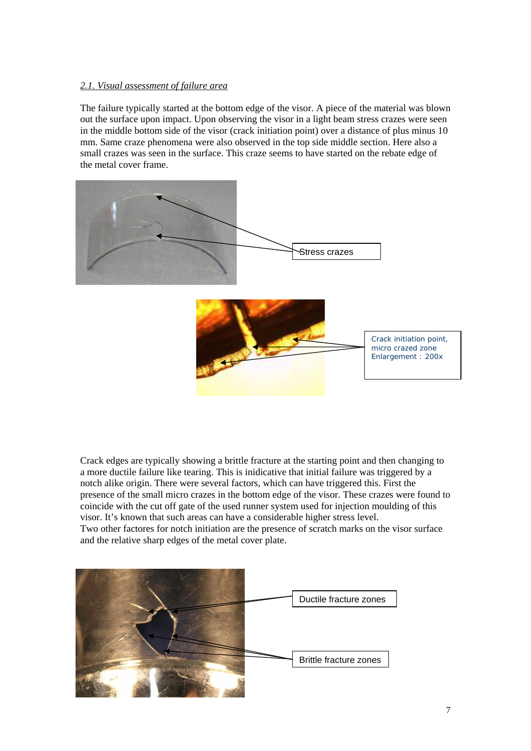### *2.1. Visual assessment of failure area*

The failure typically started at the bottom edge of the visor. A piece of the material was blown out the surface upon impact. Upon observing the visor in a light beam stress crazes were seen in the middle bottom side of the visor (crack initiation point) over a distance of plus minus 10 mm. Same craze phenomena were also observed in the top side middle section. Here also a small crazes was seen in the surface. This craze seems to have started on the rebate edge of the metal cover frame.

Stress crazes

Crack initiation point, micro crazed zone Enlargement : 200x

Crack edges are typically showing a brittle fracture at the starting point and then changing to a more ductile failure like tearing. This is inidicative that initial failure was triggered by a notch alike origin. There were several factors, which can have triggered this. First the presence of the small micro crazes in the bottom edge of the visor. These crazes were found to coincide with the cut off gate of the used runner system used for injection moulding of this visor. It's known that such areas can have a considerable higher stress level.
Two other factores for notch initiation are the presence of scratch marks on the visor surface and the relative sharp edges of the metal cover plate.

Ductile fracture zones

Brittle fracture zones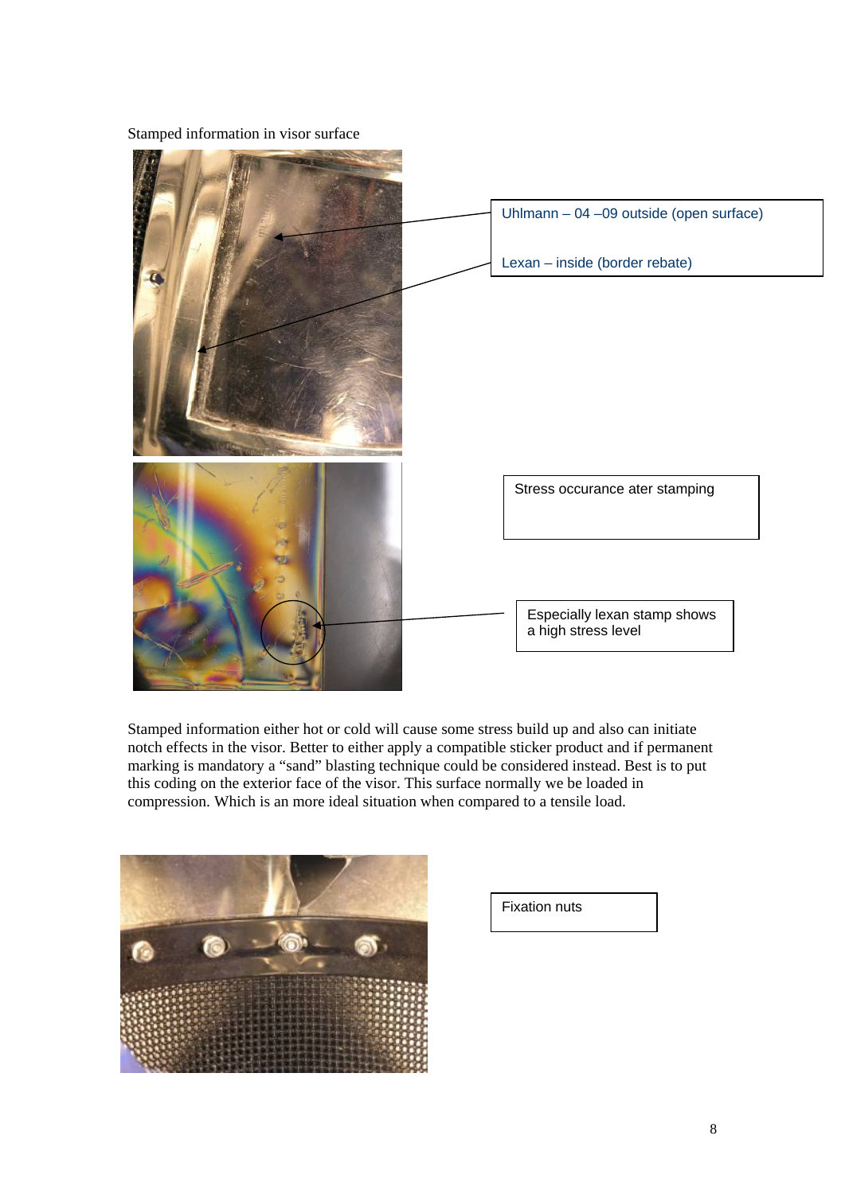Stamped information in visor surface

Uhlmann – 04 –09 outside (open surface)

Lexan – inside (border rebate)

Stress occurance ater stamping

Especially lexan stamp shows a high stress level

Stamped information either hot or cold will cause some stress build up and also can initiate notch effects in the visor. Better to either apply a compatible sticker product and if permanent marking is mandatory a "sand" blasting technique could be considered instead. Best is to put this coding on the exterior face of the visor. This surface normally we be loaded in compression. Which is an more ideal situation when compared to a tensile load.

Fixation nuts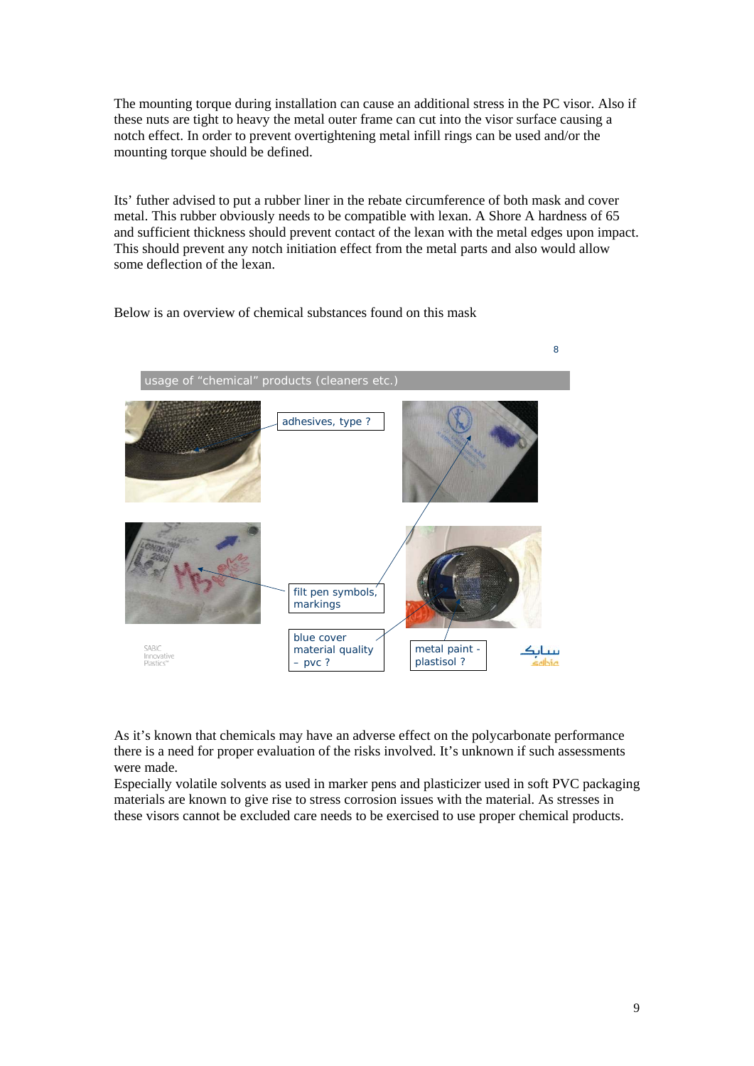The mounting torque during installation can cause an additional stress in the PC visor. Also if these nuts are tight to heavy the metal outer frame can cut into the visor surface causing a notch effect. In order to prevent overtightening metal infill rings can be used and/or the mounting torque should be defined.

Its' futher advised to put a rubber liner in the rebate circumference of both mask and cover metal. This rubber obviously needs to be compatible with lexan. A Shore A hardness of 65 and sufficient thickness should prevent contact of the lexan with the metal edges upon impact. This should prevent any notch initiation effect from the metal parts and also would allow some deflection of the lexan.

Below is an overview of chemical substances found on this mask

8

usage of “chemical” products (cleaners etc.)

adhesives, type ?

filt pen symbols, markings

blue cover material quality – pvc ?

metal paint - plastisol ?

As it's known that chemicals may have an adverse effect on the polycarbonate performance there is a need for proper evaluation of the risks involved. It's unknown if such assessments were made.

Especially volatile solvents as used in marker pens and plasticizer used in soft PVC packaging materials are known to give rise to stress corrosion issues with the material. As stresses in these visors cannot be excluded care needs to be exercised to use proper chemical products.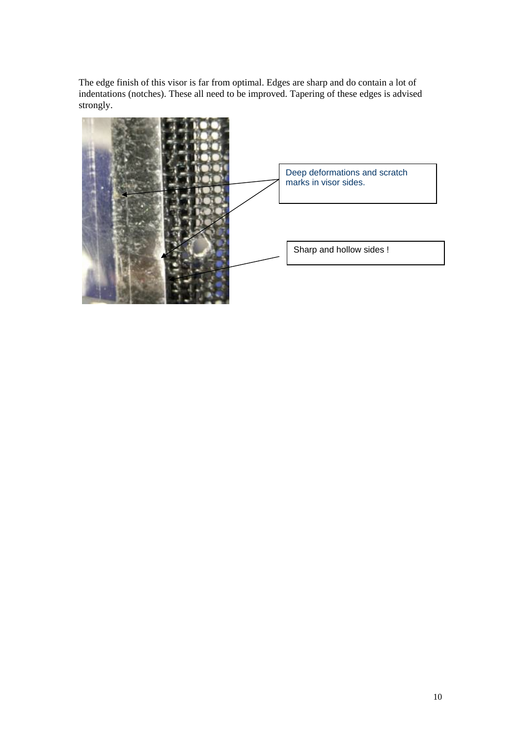The edge finish of this visor is far from optimal. Edges are sharp and do contain a lot of indentations (notches). These all need to be improved. Tapering of these edges is advised strongly.

Deep deformations and scratch marks in visor sides.

Sharp and hollow sides !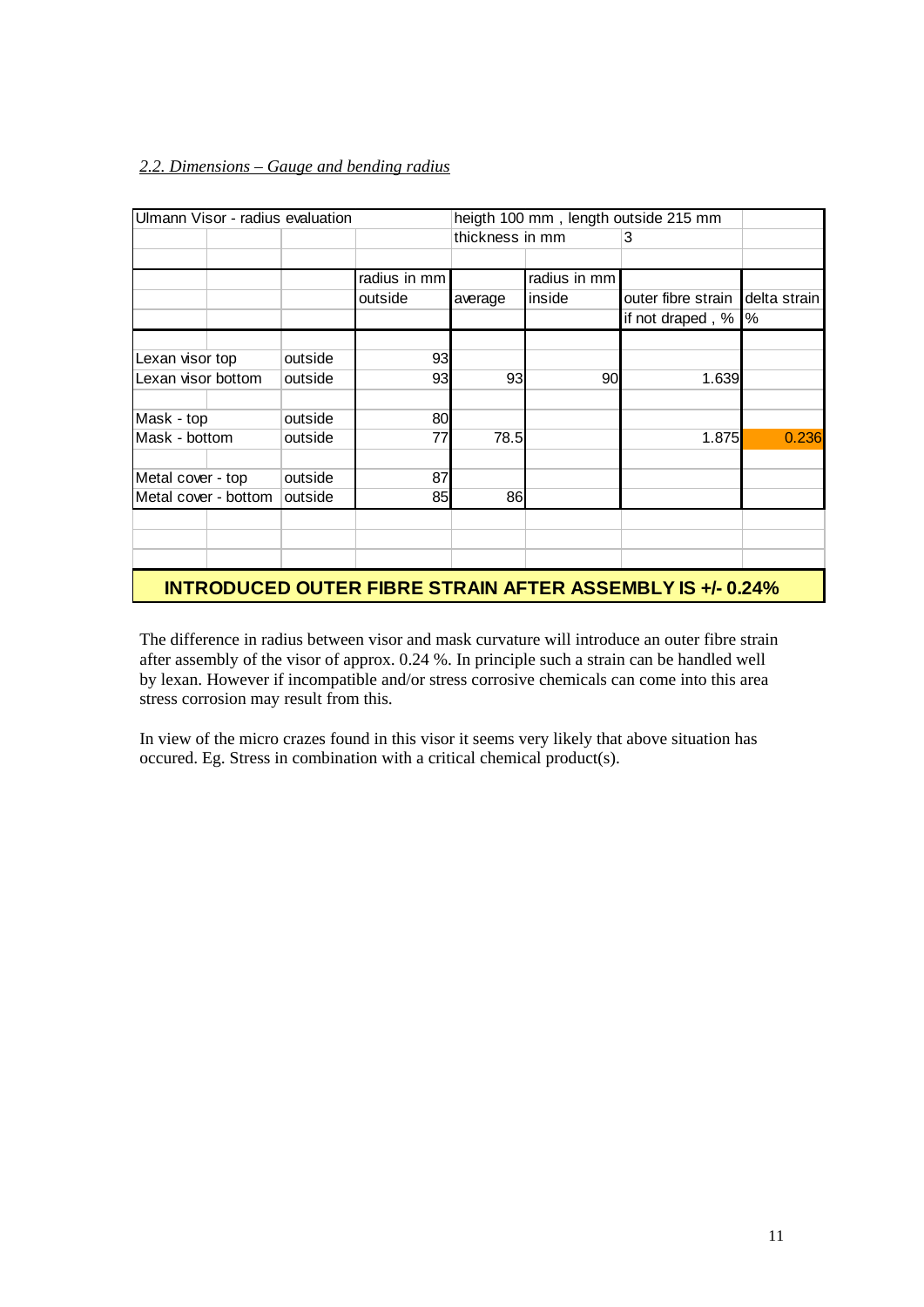*2.2. Dimensions – Gauge and bending radius*

| Ulmann Visor - radius evaluation | | | heigth 100 mm , length outside 215 mm | | | |
|---|---|---|---|---|---|---|
| | | | thickness in mm | | 3 | |
| | | radius in mm | | radius in mm | | |
| | | outside | average | inside | outer fibre strain | delta strain |
| | | | | | if not draped , % | % |
| Lexan visor top | outside | 93 | | | | |
| Lexan visor bottom | outside | 93 | 93 | 90 | 1.639 | |
| Mask - top | outside | 80 | | | | |
| Mask - bottom | outside | 77 | 78.5 | | 1.875 | 0.236 |
| Metal cover - top | outside | 87 | | | | |
| Metal cover - bottom | outside | 85 | 86 | | | |

**INTRODUCED OUTER FIBRE STRAIN AFTER ASSEMBLY IS +/- 0.24%**

The difference in radius between visor and mask curvature will introduce an outer fibre strain after assembly of the visor of approx. 0.24 %. In principle such a strain can be handled well by lexan. However if incompatible and/or stress corrosive chemicals can come into this area stress corrosion may result from this.

In view of the micro crazes found in this visor it seems very likely that above situation has occured. Eg. Stress in combination with a critical chemical product(s).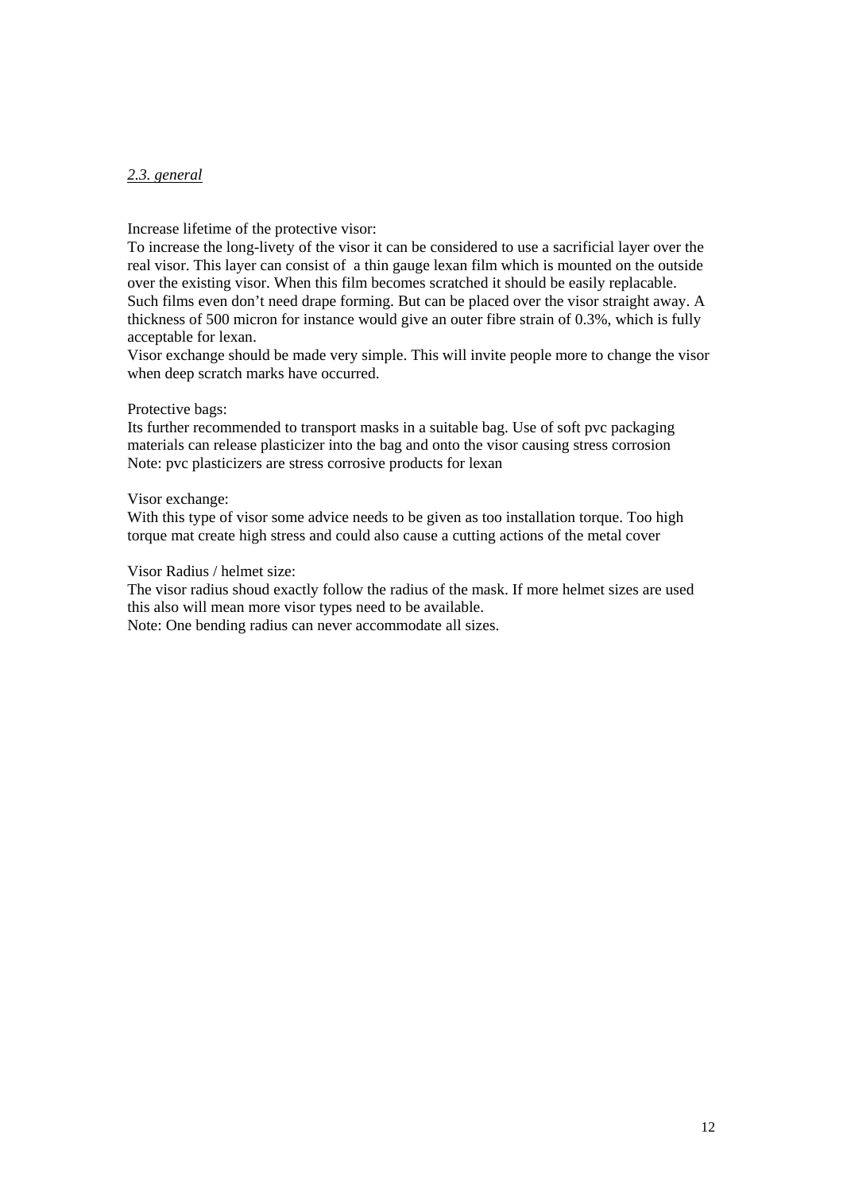### *2.3. general*

Increase lifetime of the protective visor:
To increase the long-livety of the visor it can be considered to use a sacrificial layer over the real visor. This layer can consist of a thin gauge lexan film which is mounted on the outside over the existing visor. When this film becomes scratched it should be easily replacable. Such films even don't need drape forming. But can be placed over the visor straight away. A thickness of 500 micron for instance would give an outer fibre strain of 0.3%, which is fully acceptable for lexan.
Visor exchange should be made very simple. This will invite people more to change the visor when deep scratch marks have occurred.

Protective bags:
Its further recommended to transport masks in a suitable bag. Use of soft pvc packaging materials can release plasticizer into the bag and onto the visor causing stress corrosion
Note: pvc plasticizers are stress corrosive products for lexan

Visor exchange:
With this type of visor some advice needs to be given as too installation torque. Too high torque mat create high stress and could also cause a cutting actions of the metal cover

Visor Radius / helmet size:
The visor radius shoud exactly follow the radius of the mask. If more helmet sizes are used this also will mean more visor types need to be available.
Note: One bending radius can never accommodate all sizes.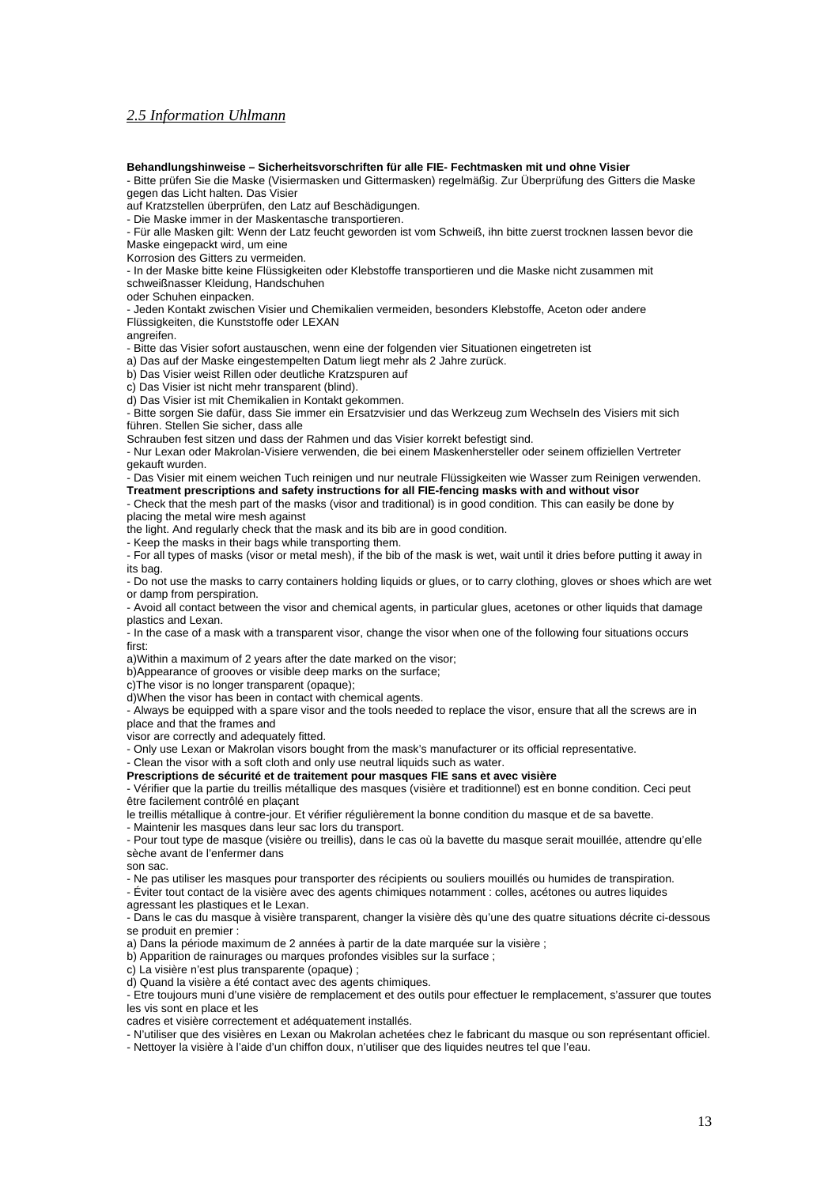*2.5 Information Uhlmann*

**Behandlungshinweise – Sicherheitsvorschriften für alle FIE- Fechtmasken mit und ohne Visier**

- Bitte prüfen Sie die Maske (Visiermasken und Gittermasken) regelmäßig. Zur Überprüfung des Gitters die Maske gegen das Licht halten. Das Visier auf Kratzstellen überprüfen, den Latz auf Beschädigungen.
- Die Maske immer in der Maskentasche transportieren.
- Für alle Masken gilt: Wenn der Latz feucht geworden ist vom Schweiß, ihn bitte zuerst trocknen lassen bevor die Maske eingepackt wird, um eine Korrosion des Gitters zu vermeiden.
- In der Maske bitte keine Flüssigkeiten oder Klebstoffe transportieren und die Maske nicht zusammen mit schweißnasser Kleidung, Handschuhen oder Schuhen einpacken.
- Jeden Kontakt zwischen Visier und Chemikalien vermeiden, besonders Klebstoffe, Aceton oder andere Flüssigkeiten, die Kunststoffe oder LEXAN angreifen.
- Bitte das Visier sofort austauschen, wenn eine der folgenden vier Situationen eingetreten ist
a) Das auf der Maske eingestempelten Datum liegt mehr als 2 Jahre zurück.
b) Das Visier weist Rillen oder deutliche Kratzspuren auf
c) Das Visier ist nicht mehr transparent (blind).
d) Das Visier ist mit Chemikalien in Kontakt gekommen.
- Bitte sorgen Sie dafür, dass Sie immer ein Ersatzvisier und das Werkzeug zum Wechseln des Visiers mit sich führen. Stellen Sie sicher, dass alle Schrauben fest sitzen und dass der Rahmen und das Visier korrekt befestigt sind.
- Nur Lexan oder Makrolan-Visiere verwenden, die bei einem Maskenhersteller oder seinem offiziellen Vertreter gekauft wurden.
- Das Visier mit einem weichen Tuch reinigen und nur neutrale Flüssigkeiten wie Wasser zum Reinigen verwenden.

**Treatment prescriptions and safety instructions for all FIE-fencing masks with and without visor**

- Check that the mesh part of the masks (visor and traditional) is in good condition. This can easily be done by placing the metal wire mesh against the light. And regularly check that the mask and its bib are in good condition.
- Keep the masks in their bags while transporting them.
- For all types of masks (visor or metal mesh), if the bib of the mask is wet, wait until it dries before putting it away in its bag.
- Do not use the masks to carry containers holding liquids or glues, or to carry clothing, gloves or shoes which are wet or damp from perspiration.
- Avoid all contact between the visor and chemical agents, in particular glues, acetones or other liquids that damage plastics and Lexan.
- In the case of a mask with a transparent visor, change the visor when one of the following four situations occurs first:
a)Within a maximum of 2 years after the date marked on the visor;
b)Appearance of grooves or visible deep marks on the surface;
c)The visor is no longer transparent (opaque);
d)When the visor has been in contact with chemical agents.
- Always be equipped with a spare visor and the tools needed to replace the visor, ensure that all the screws are in place and that the frames and visor are correctly and adequately fitted.
- Only use Lexan or Makrolan visors bought from the mask's manufacturer or its official representative.
- Clean the visor with a soft cloth and only use neutral liquids such as water.

**Prescriptions de sécurité et de traitement pour masques FIE sans et avec visière**

- Vérifier que la partie du treillis métallique des masques (visière et traditionnel) est en bonne condition. Ceci peut être facilement contrôlé en plaçant le treillis métallique à contre-jour. Et vérifier régulièrement la bonne condition du masque et de sa bavette.
- Maintenir les masques dans leur sac lors du transport.
- Pour tout type de masque (visière ou treillis), dans le cas où la bavette du masque serait mouillée, attendre qu'elle sèche avant de l'enfermer dans son sac.
- Ne pas utiliser les masques pour transporter des récipients ou souliers mouillés ou humides de transpiration.
- Éviter tout contact de la visière avec des agents chimiques notamment : colles, acétones ou autres liquides agressant les plastiques et le Lexan.
- Dans le cas du masque à visière transparent, changer la visière dès qu'une des quatre situations décrite ci-dessous se produit en premier :
a) Dans la période maximum de 2 années à partir de la date marquée sur la visière ;
b) Apparition de rainurages ou marques profondes visibles sur la surface ;
c) La visière n'est plus transparente (opaque) ;
d) Quand la visière a été contact avec des agents chimiques.
- Etre toujours muni d'une visière de remplacement et des outils pour effectuer le remplacement, s'assurer que toutes les vis sont en place et les cadres et visière correctement et adéquatement installés.
- N'utiliser que des visières en Lexan ou Makrolan achetées chez le fabricant du masque ou son représentant officiel.
- Nettoyer la visière à l'aide d'un chiffon doux, n'utiliser que des liquides neutres tel que l'eau.